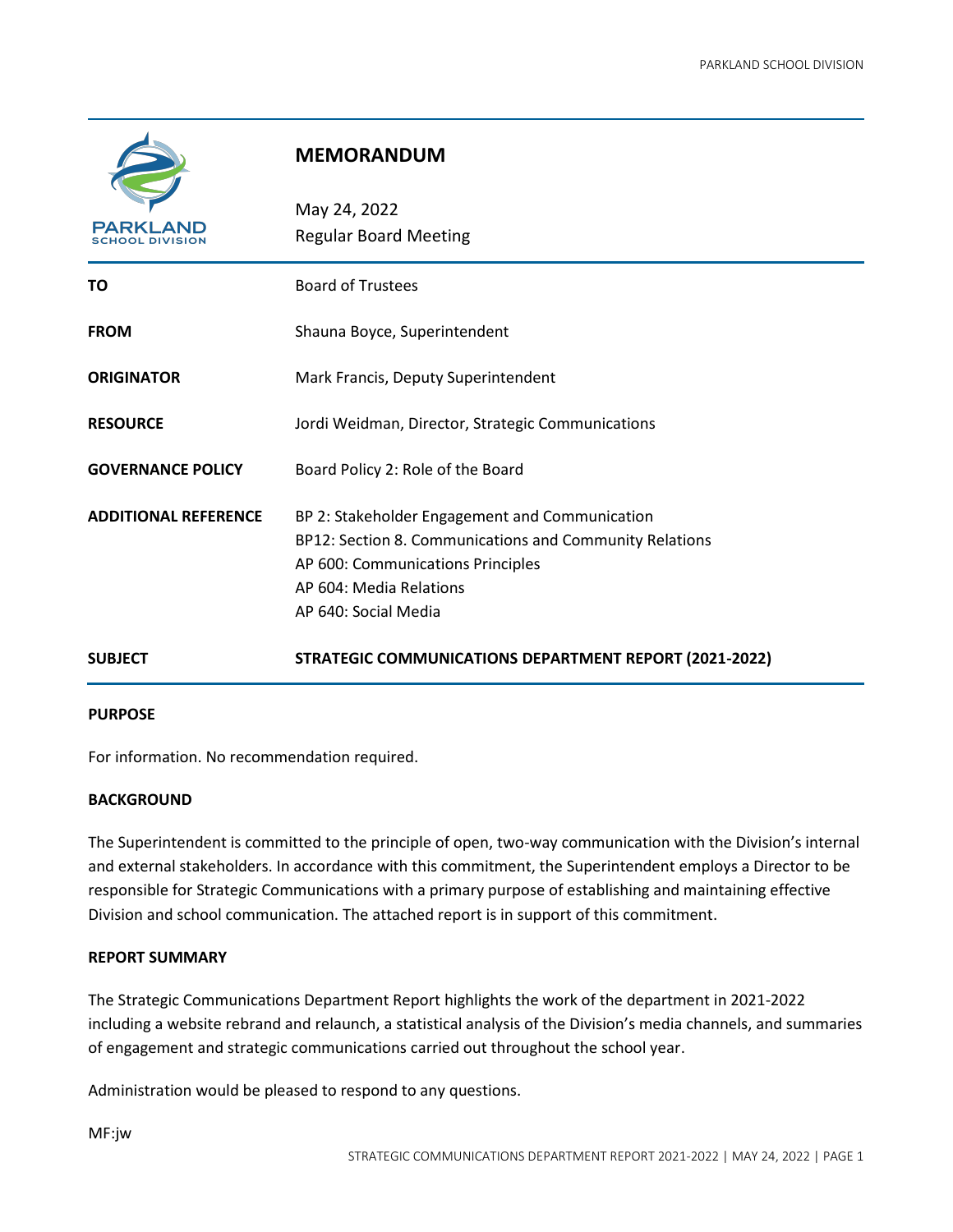# MEMORANDUM

May 24, 2022
Regular Board Meeting

| | |
|---|---|
| **TO** | Board of Trustees |
| **FROM** | Shauna Boyce, Superintendent |
| **ORIGINATOR** | Mark Francis, Deputy Superintendent |
| **RESOURCE** | Jordi Weidman, Director, Strategic Communications |
| **GOVERNANCE POLICY** | Board Policy 2: Role of the Board |
| **ADDITIONAL REFERENCE** | BP 2: Stakeholder Engagement and Communication<br>BP12: Section 8. Communications and Community Relations<br>AP 600: Communications Principles<br>AP 604: Media Relations<br>AP 640: Social Media |
| **SUBJECT** | **STRATEGIC COMMUNICATIONS DEPARTMENT REPORT (2021-2022)** |

**PURPOSE**

For information. No recommendation required.

**BACKGROUND**

The Superintendent is committed to the principle of open, two-way communication with the Division's internal and external stakeholders. In accordance with this commitment, the Superintendent employs a Director to be responsible for Strategic Communications with a primary purpose of establishing and maintaining effective Division and school communication. The attached report is in support of this commitment.

**REPORT SUMMARY**

The Strategic Communications Department Report highlights the work of the department in 2021-2022 including a website rebrand and relaunch, a statistical analysis of the Division's media channels, and summaries of engagement and strategic communications carried out throughout the school year.

Administration would be pleased to respond to any questions.

MF:jw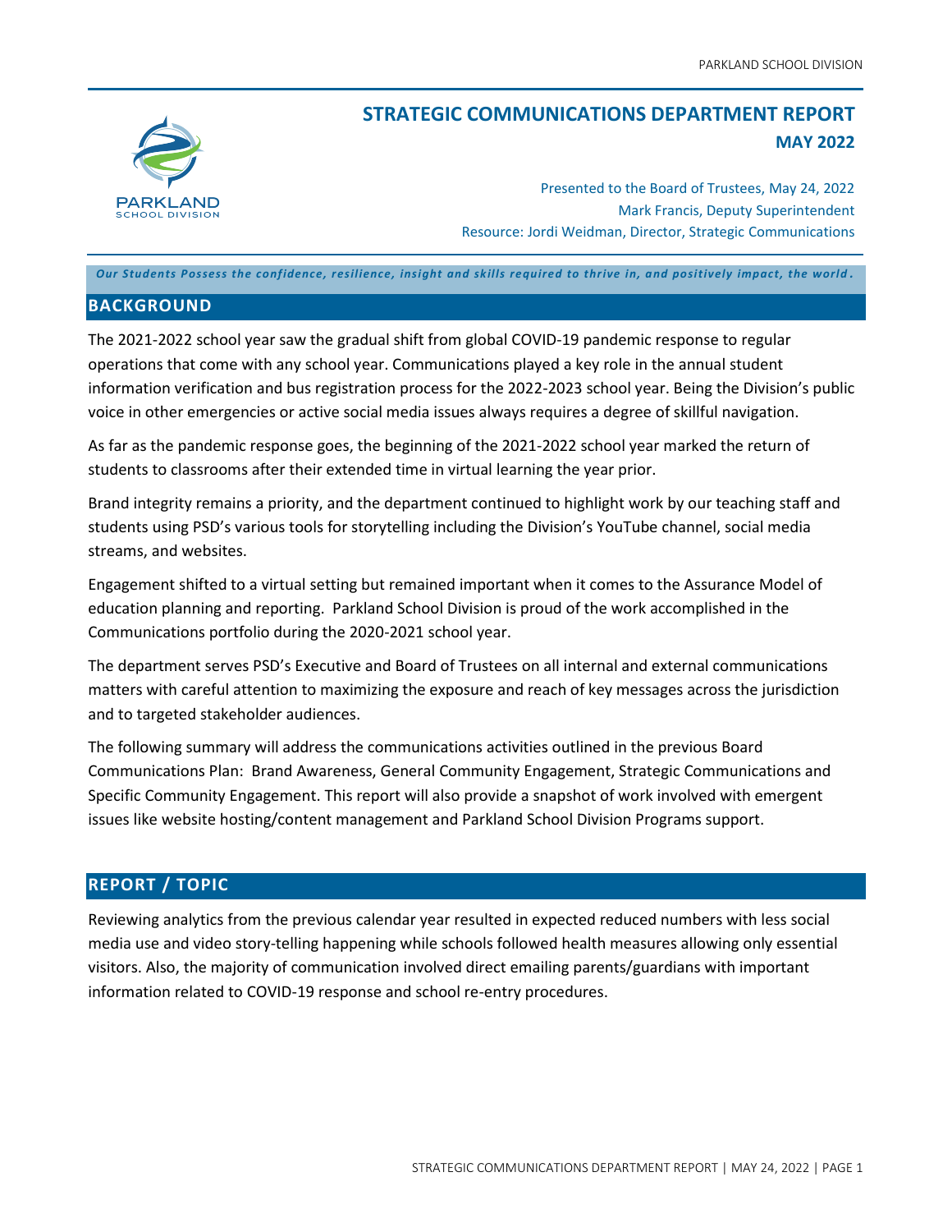# STRATEGIC COMMUNICATIONS DEPARTMENT REPORT

## MAY 2022

Presented to the Board of Trustees, May 24, 2022
Mark Francis, Deputy Superintendent
Resource: Jordi Weidman, Director, Strategic Communications

***Our Students Possess the confidence, resilience, insight and skills required to thrive in, and positively impact, the world.***

## BACKGROUND

The 2021-2022 school year saw the gradual shift from global COVID-19 pandemic response to regular operations that come with any school year. Communications played a key role in the annual student information verification and bus registration process for the 2022-2023 school year. Being the Division's public voice in other emergencies or active social media issues always requires a degree of skillful navigation.

As far as the pandemic response goes, the beginning of the 2021-2022 school year marked the return of students to classrooms after their extended time in virtual learning the year prior.

Brand integrity remains a priority, and the department continued to highlight work by our teaching staff and students using PSD's various tools for storytelling including the Division's YouTube channel, social media streams, and websites.

Engagement shifted to a virtual setting but remained important when it comes to the Assurance Model of education planning and reporting. Parkland School Division is proud of the work accomplished in the Communications portfolio during the 2020-2021 school year.

The department serves PSD's Executive and Board of Trustees on all internal and external communications matters with careful attention to maximizing the exposure and reach of key messages across the jurisdiction and to targeted stakeholder audiences.

The following summary will address the communications activities outlined in the previous Board Communications Plan: Brand Awareness, General Community Engagement, Strategic Communications and Specific Community Engagement. This report will also provide a snapshot of work involved with emergent issues like website hosting/content management and Parkland School Division Programs support.

## REPORT / TOPIC

Reviewing analytics from the previous calendar year resulted in expected reduced numbers with less social media use and video story-telling happening while schools followed health measures allowing only essential visitors. Also, the majority of communication involved direct emailing parents/guardians with important information related to COVID-19 response and school re-entry procedures.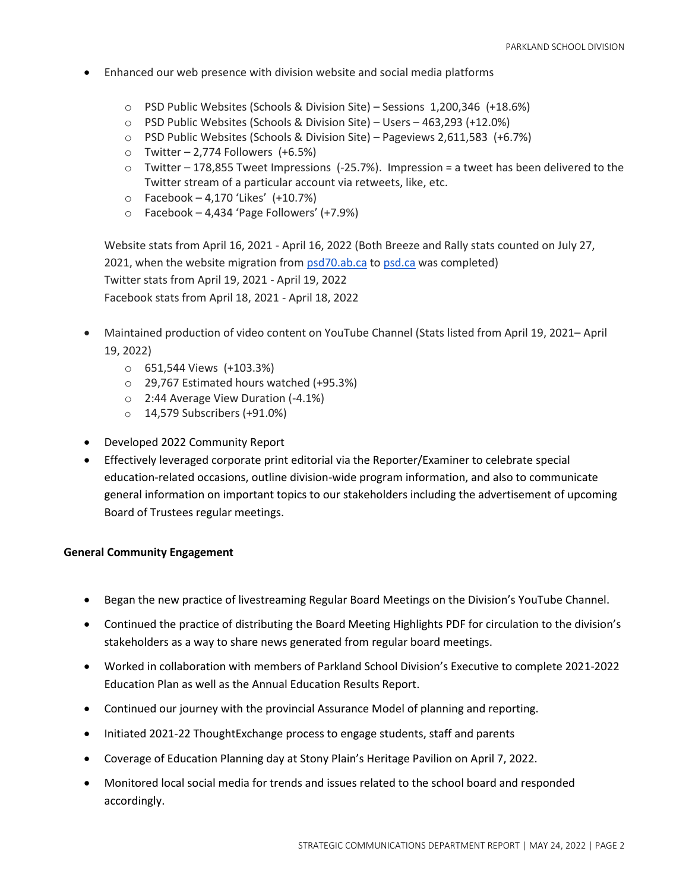- Enhanced our web presence with division website and social media platforms

  - PSD Public Websites (Schools & Division Site) – Sessions 1,200,346 (+18.6%)
  - PSD Public Websites (Schools & Division Site) – Users – 463,293 (+12.0%)
  - PSD Public Websites (Schools & Division Site) – Pageviews 2,611,583 (+6.7%)
  - Twitter – 2,774 Followers (+6.5%)
  - Twitter – 178,855 Tweet Impressions (-25.7%). Impression = a tweet has been delivered to the Twitter stream of a particular account via retweets, like, etc.
  - Facebook – 4,170 'Likes' (+10.7%)
  - Facebook – 4,434 'Page Followers' (+7.9%)

  Website stats from April 16, 2021 - April 16, 2022 (Both Breeze and Rally stats counted on July 27, 2021, when the website migration from psd70.ab.ca to psd.ca was completed)
  Twitter stats from April 19, 2021 - April 19, 2022
  Facebook stats from April 18, 2021 - April 18, 2022

- Maintained production of video content on YouTube Channel (Stats listed from April 19, 2021– April 19, 2022)
  - 651,544 Views (+103.3%)
  - 29,767 Estimated hours watched (+95.3%)
  - 2:44 Average View Duration (-4.1%)
  - 14,579 Subscribers (+91.0%)
- Developed 2022 Community Report
- Effectively leveraged corporate print editorial via the Reporter/Examiner to celebrate special education-related occasions, outline division-wide program information, and also to communicate general information on important topics to our stakeholders including the advertisement of upcoming Board of Trustees regular meetings.

**General Community Engagement**

- Began the new practice of livestreaming Regular Board Meetings on the Division's YouTube Channel.
- Continued the practice of distributing the Board Meeting Highlights PDF for circulation to the division's stakeholders as a way to share news generated from regular board meetings.
- Worked in collaboration with members of Parkland School Division's Executive to complete 2021-2022 Education Plan as well as the Annual Education Results Report.
- Continued our journey with the provincial Assurance Model of planning and reporting.
- Initiated 2021-22 ThoughtExchange process to engage students, staff and parents
- Coverage of Education Planning day at Stony Plain's Heritage Pavilion on April 7, 2022.
- Monitored local social media for trends and issues related to the school board and responded accordingly.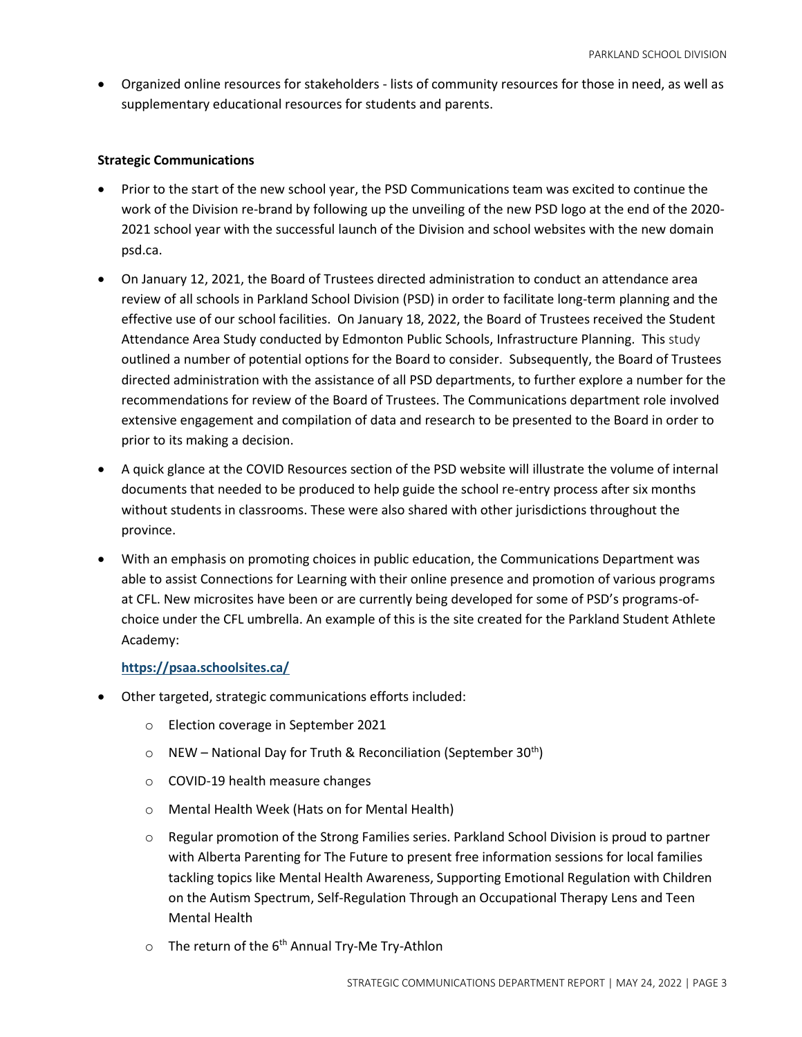- Organized online resources for stakeholders - lists of community resources for those in need, as well as supplementary educational resources for students and parents.

**Strategic Communications**

- Prior to the start of the new school year, the PSD Communications team was excited to continue the work of the Division re-brand by following up the unveiling of the new PSD logo at the end of the 2020-2021 school year with the successful launch of the Division and school websites with the new domain psd.ca.
- On January 12, 2021, the Board of Trustees directed administration to conduct an attendance area review of all schools in Parkland School Division (PSD) in order to facilitate long-term planning and the effective use of our school facilities. On January 18, 2022, the Board of Trustees received the Student Attendance Area Study conducted by Edmonton Public Schools, Infrastructure Planning. This study outlined a number of potential options for the Board to consider. Subsequently, the Board of Trustees directed administration with the assistance of all PSD departments, to further explore a number for the recommendations for review of the Board of Trustees. The Communications department role involved extensive engagement and compilation of data and research to be presented to the Board in order to prior to its making a decision.
- A quick glance at the COVID Resources section of the PSD website will illustrate the volume of internal documents that needed to be produced to help guide the school re-entry process after six months without students in classrooms. These were also shared with other jurisdictions throughout the province.
- With an emphasis on promoting choices in public education, the Communications Department was able to assist Connections for Learning with their online presence and promotion of various programs at CFL. New microsites have been or are currently being developed for some of PSD's programs-of-choice under the CFL umbrella. An example of this is the site created for the Parkland Student Athlete Academy:

  **https://psaa.schoolsites.ca/**

- Other targeted, strategic communications efforts included:
  - Election coverage in September 2021
  - NEW – National Day for Truth & Reconciliation (September 30th)
  - COVID-19 health measure changes
  - Mental Health Week (Hats on for Mental Health)
  - Regular promotion of the Strong Families series. Parkland School Division is proud to partner with Alberta Parenting for The Future to present free information sessions for local families tackling topics like Mental Health Awareness, Supporting Emotional Regulation with Children on the Autism Spectrum, Self-Regulation Through an Occupational Therapy Lens and Teen Mental Health
  - The return of the 6th Annual Try-Me Try-Athlon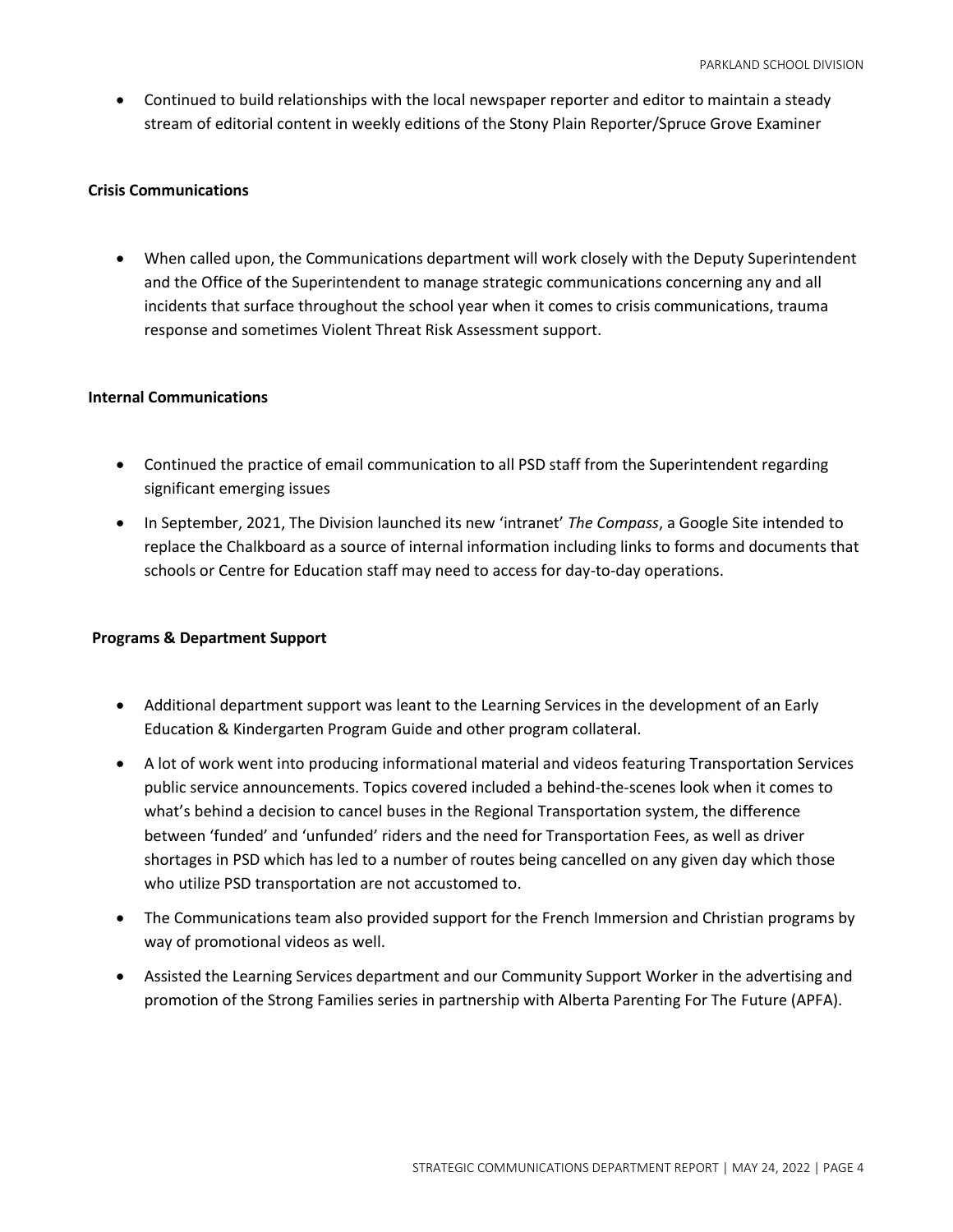- Continued to build relationships with the local newspaper reporter and editor to maintain a steady stream of editorial content in weekly editions of the Stony Plain Reporter/Spruce Grove Examiner

**Crisis Communications**

- When called upon, the Communications department will work closely with the Deputy Superintendent and the Office of the Superintendent to manage strategic communications concerning any and all incidents that surface throughout the school year when it comes to crisis communications, trauma response and sometimes Violent Threat Risk Assessment support.

**Internal Communications**

- Continued the practice of email communication to all PSD staff from the Superintendent regarding significant emerging issues
- In September, 2021, The Division launched its new 'intranet' *The Compass*, a Google Site intended to replace the Chalkboard as a source of internal information including links to forms and documents that schools or Centre for Education staff may need to access for day-to-day operations.

**Programs & Department Support**

- Additional department support was leant to the Learning Services in the development of an Early Education & Kindergarten Program Guide and other program collateral.
- A lot of work went into producing informational material and videos featuring Transportation Services public service announcements. Topics covered included a behind-the-scenes look when it comes to what's behind a decision to cancel buses in the Regional Transportation system, the difference between 'funded' and 'unfunded' riders and the need for Transportation Fees, as well as driver shortages in PSD which has led to a number of routes being cancelled on any given day which those who utilize PSD transportation are not accustomed to.
- The Communications team also provided support for the French Immersion and Christian programs by way of promotional videos as well.
- Assisted the Learning Services department and our Community Support Worker in the advertising and promotion of the Strong Families series in partnership with Alberta Parenting For The Future (APFA).